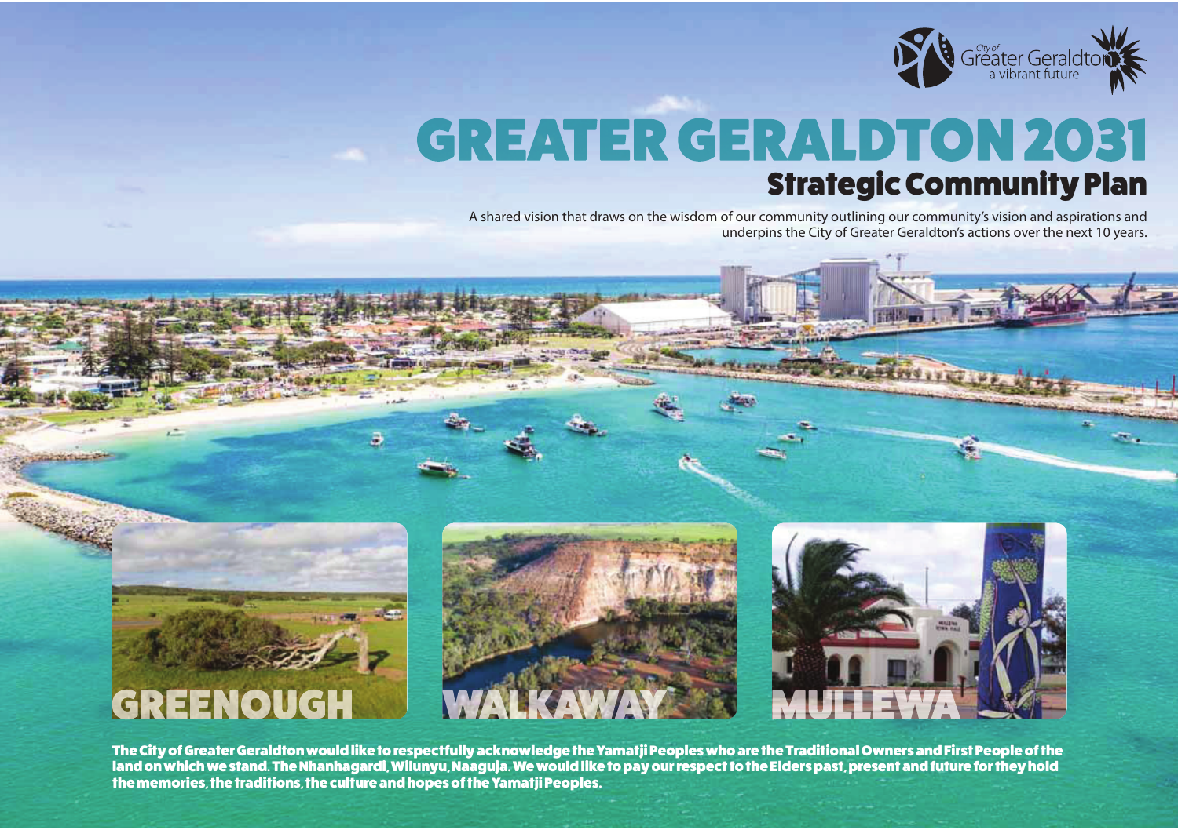City of Greater Geraldton
a vibrant future

# GREATER GERALDTON 2031

## Strategic Community Plan

A shared vision that draws on the wisdom of our community outlining our community's vision and aspirations and underpins the City of Greater Geraldton's actions over the next 10 years.

GREENOUGH

WALKAWAY

MULLEWA

**The City of Greater Geraldton would like to respectfully acknowledge the Yamatji Peoples who are the Traditional Owners and First People of the land on which we stand. The Nhanhagardi, Wilunyu, Naaguja. We would like to pay our respect to the Elders past, present and future for they hold the memories, the traditions, the culture and hopes of the Yamatji Peoples.**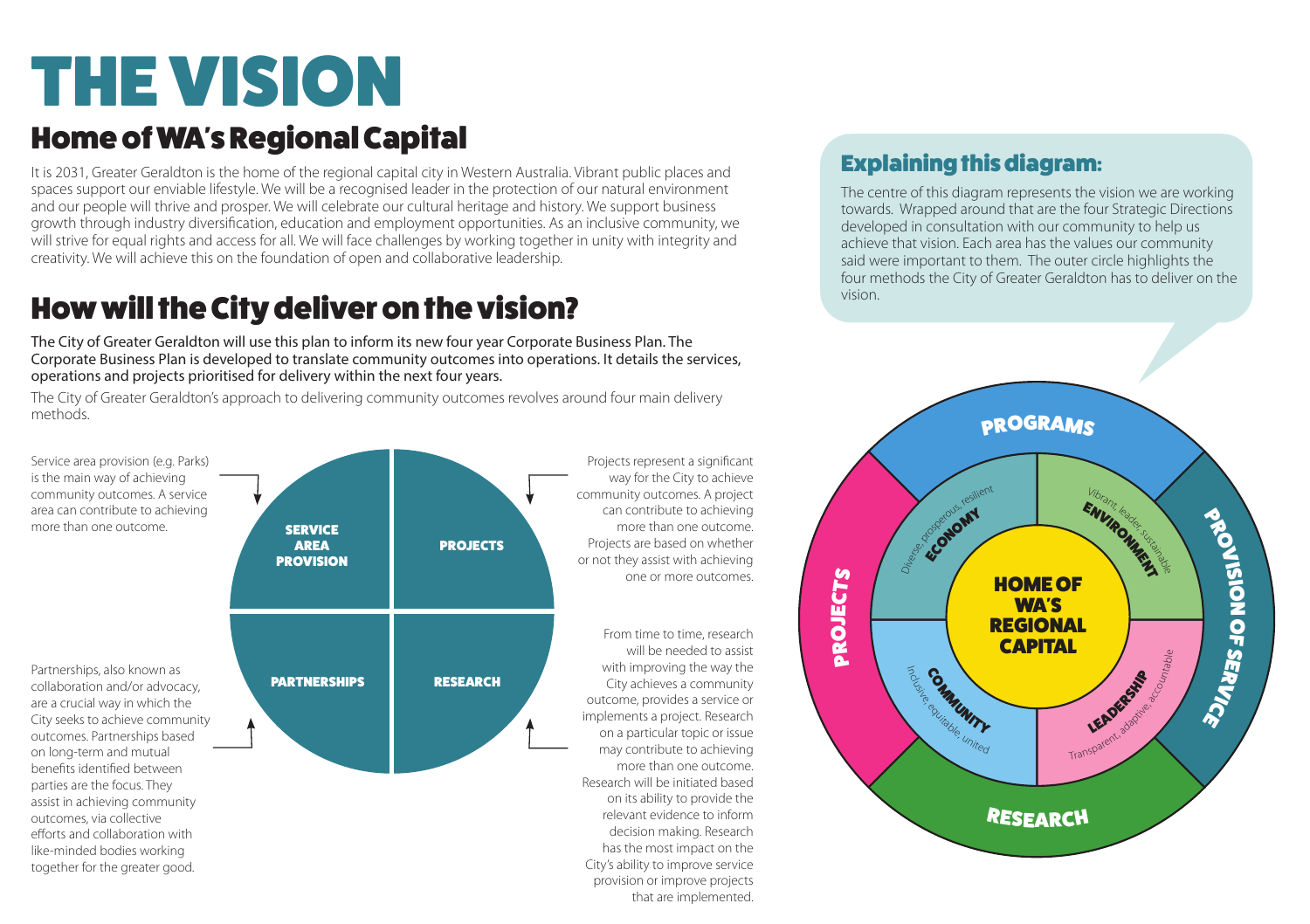# THE VISION

## Home of WA's Regional Capital

It is 2031, Greater Geraldton is the home of the regional capital city in Western Australia. Vibrant public places and spaces support our enviable lifestyle. We will be a recognised leader in the protection of our natural environment and our people will thrive and prosper. We will celebrate our cultural heritage and history. We support business growth through industry diversification, education and employment opportunities. As an inclusive community, we will strive for equal rights and access for all. We will face challenges by working together in unity with integrity and creativity. We will achieve this on the foundation of open and collaborative leadership.

## How will the City deliver on the vision?

The City of Greater Geraldton will use this plan to inform its new four year Corporate Business Plan. The Corporate Business Plan is developed to translate community outcomes into operations. It details the services, operations and projects prioritised for delivery within the next four years.

The City of Greater Geraldton's approach to delivering community outcomes revolves around four main delivery methods.

Service area provision (e.g. Parks) is the main way of achieving community outcomes. A service area can contribute to achieving more than one outcome.

Projects represent a significant way for the City to achieve community outcomes. A project can contribute to achieving more than one outcome. Projects are based on whether or not they assist with achieving one or more outcomes.

Partnerships, also known as collaboration and/or advocacy, are a crucial way in which the City seeks to achieve community outcomes. Partnerships based on long-term and mutual benefits identified between parties are the focus. They assist in achieving community outcomes, via collective efforts and collaboration with like-minded bodies working together for the greater good.

From time to time, research will be needed to assist with improving the way the City achieves a community outcome, provides a service or implements a project. Research on a particular topic or issue may contribute to achieving more than one outcome. Research will be initiated based on its ability to provide the relevant evidence to inform decision making. Research has the most impact on the City's ability to improve service provision or improve projects that are implemented.

SERVICE AREA PROVISION | PROJECTS | PARTNERSHIPS | RESEARCH

### Explaining this diagram:

The centre of this diagram represents the vision we are working towards. Wrapped around that are the four Strategic Directions developed in consultation with our community to help us achieve that vision. Each area has the values our community said were important to them. The outer circle highlights the four methods the City of Greater Geraldton has to deliver on the vision.

HOME OF WA'S REGIONAL CAPITAL

- ECONOMY – Diverse, prosperous, resilient
- ENVIRONMENT – Vibrant, leader, sustainable
- COMMUNITY – Inclusive, equitable, united
- LEADERSHIP – Transparent, adaptive, accountable

PROGRAMS | PROVISION OF SERVICE | RESEARCH | PROJECTS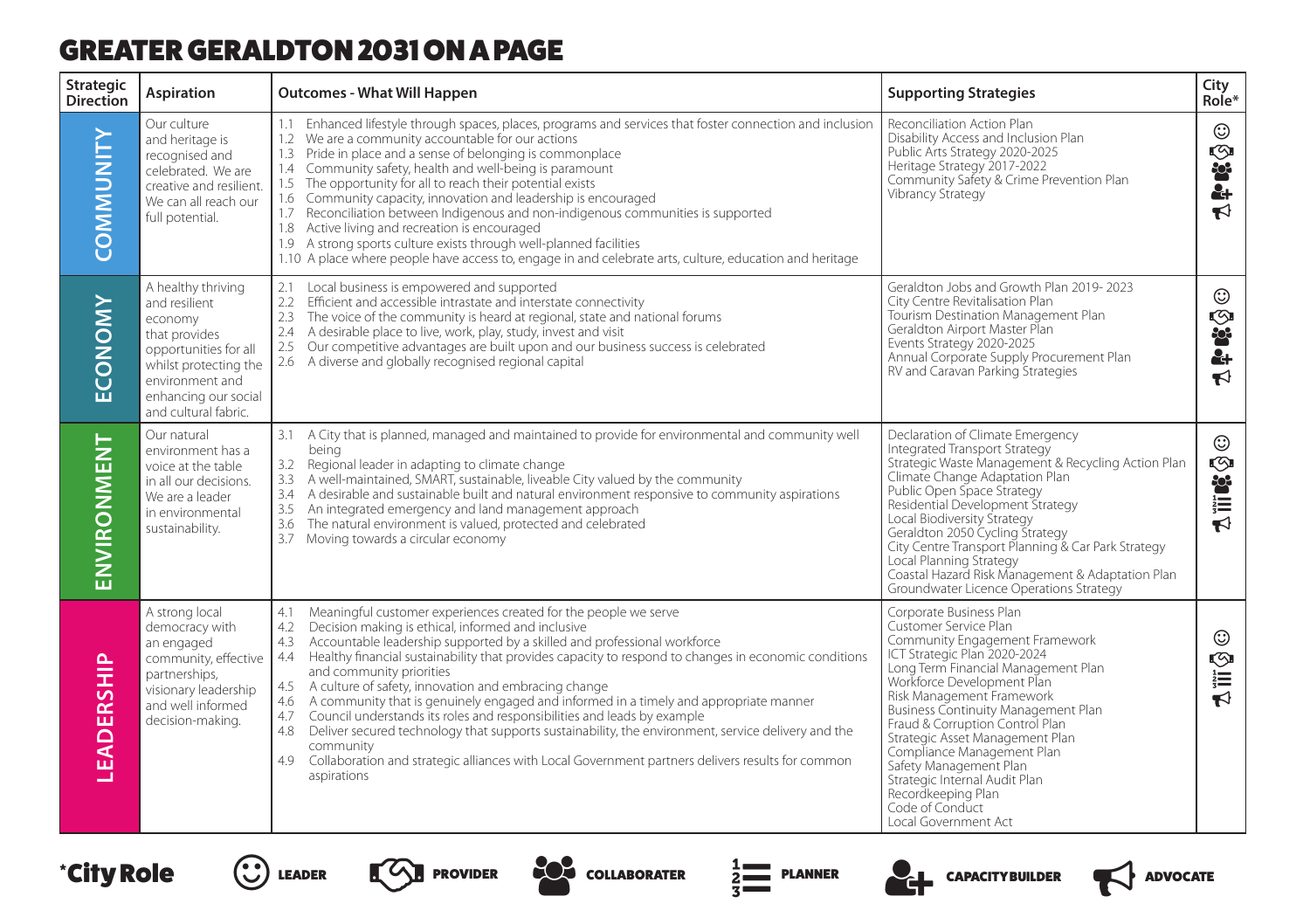# GREATER GERALDTON 2031 ON A PAGE

| Strategic Direction | Aspiration | Outcomes - What Will Happen | Supporting Strategies | City Role* |
|---|---|---|---|---|
| COMMUNITY | Our culture and heritage is recognised and celebrated. We are creative and resilient. We can all reach our full potential. | 1.1 Enhanced lifestyle through spaces, places, programs and services that foster connection and inclusion<br>1.2 We are a community accountable for our actions<br>1.3 Pride in place and a sense of belonging is commonplace<br>1.4 Community safety, health and well-being is paramount<br>1.5 The opportunity for all to reach their potential exists<br>1.6 Community capacity, innovation and leadership is encouraged<br>1.7 Reconciliation between Indigenous and non-indigenous communities is supported<br>1.8 Active living and recreation is encouraged<br>1.9 A strong sports culture exists through well-planned facilities<br>1.10 A place where people have access to, engage in and celebrate arts, culture, education and heritage | Reconciliation Action Plan<br>Disability Access and Inclusion Plan<br>Public Arts Strategy 2020-2025<br>Heritage Strategy 2017-2022<br>Community Safety & Crime Prevention Plan<br>Vibrancy Strategy | Leader, Provider, Collaborater, Capacity Builder, Advocate |
| ECONOMY | A healthy thriving and resilient economy that provides opportunities for all whilst protecting the environment and enhancing our social and cultural fabric. | 2.1 Local business is empowered and supported<br>2.2 Efficient and accessible intrastate and interstate connectivity<br>2.3 The voice of the community is heard at regional, state and national forums<br>2.4 A desirable place to live, work, play, study, invest and visit<br>2.5 Our competitive advantages are built upon and our business success is celebrated<br>2.6 A diverse and globally recognised regional capital | Geraldton Jobs and Growth Plan 2019- 2023<br>City Centre Revitalisation Plan<br>Tourism Destination Management Plan<br>Geraldton Airport Master Plan<br>Events Strategy 2020-2025<br>Annual Corporate Supply Procurement Plan<br>RV and Caravan Parking Strategies | Leader, Provider, Collaborater, Capacity Builder, Advocate |
| ENVIRONMENT | Our natural environment has a voice at the table in all our decisions. We are a leader in environmental sustainability. | 3.1 A City that is planned, managed and maintained to provide for environmental and community well being<br>3.2 Regional leader in adapting to climate change<br>3.3 A well-maintained, SMART, sustainable, liveable City valued by the community<br>3.4 A desirable and sustainable built and natural environment responsive to community aspirations<br>3.5 An integrated emergency and land management approach<br>3.6 The natural environment is valued, protected and celebrated<br>3.7 Moving towards a circular economy | Declaration of Climate Emergency<br>Integrated Transport Strategy<br>Strategic Waste Management & Recycling Action Plan<br>Climate Change Adaptation Plan<br>Public Open Space Strategy<br>Residential Development Strategy<br>Local Biodiversity Strategy<br>Geraldton 2050 Cycling Strategy<br>City Centre Transport Planning & Car Park Strategy<br>Local Planning Strategy<br>Coastal Hazard Risk Management & Adaptation Plan<br>Groundwater Licence Operations Strategy | Leader, Provider, Collaborater, Planner, Advocate |
| LEADERSHIP | A strong local democracy with an engaged community, effective partnerships, visionary leadership and well informed decision-making. | 4.1 Meaningful customer experiences created for the people we serve<br>4.2 Decision making is ethical, informed and inclusive<br>4.3 Accountable leadership supported by a skilled and professional workforce<br>4.4 Healthy financial sustainability that provides capacity to respond to changes in economic conditions and community priorities<br>4.5 A culture of safety, innovation and embracing change<br>4.6 A community that is genuinely engaged and informed in a timely and appropriate manner<br>4.7 Council understands its roles and responsibilities and leads by example<br>4.8 Deliver secured technology that supports sustainability, the environment, service delivery and the community<br>4.9 Collaboration and strategic alliances with Local Government partners delivers results for common aspirations | Corporate Business Plan<br>Customer Service Plan<br>Community Engagement Framework<br>ICT Strategic Plan 2020-2024<br>Long Term Financial Management Plan<br>Workforce Development Plan<br>Risk Management Framework<br>Business Continuity Management Plan<br>Fraud & Corruption Control Plan<br>Strategic Asset Management Plan<br>Compliance Management Plan<br>Safety Management Plan<br>Strategic Internal Audit Plan<br>Recordkeeping Plan<br>Code of Conduct<br>Local Government Act | Leader, Provider, Planner, Advocate |

***City Role**: LEADER | PROVIDER | COLLABORATER | PLANNER | CAPACITY BUILDER | ADVOCATE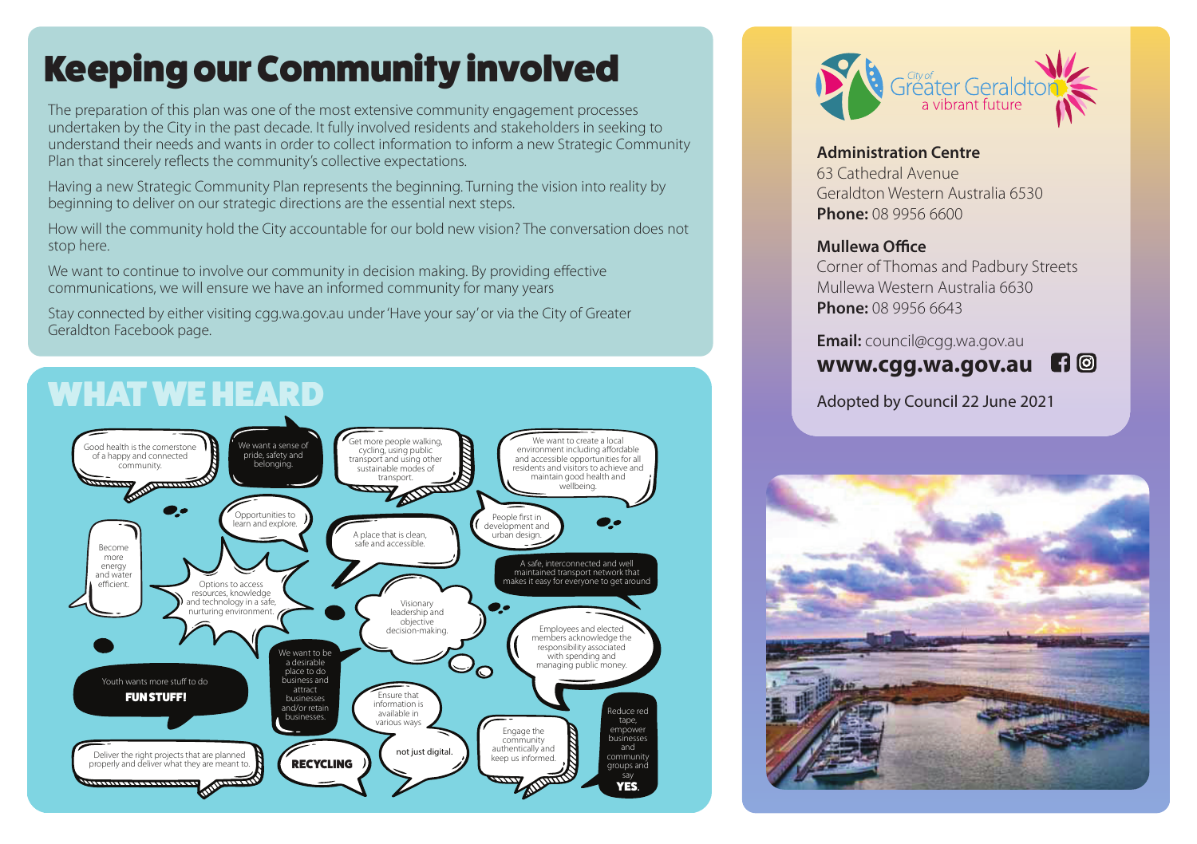# Keeping our Community involved

The preparation of this plan was one of the most extensive community engagement processes undertaken by the City in the past decade. It fully involved residents and stakeholders in seeking to understand their needs and wants in order to collect information to inform a new Strategic Community Plan that sincerely reflects the community's collective expectations.

Having a new Strategic Community Plan represents the beginning. Turning the vision into reality by beginning to deliver on our strategic directions are the essential next steps.

How will the community hold the City accountable for our bold new vision? The conversation does not stop here.

We want to continue to involve our community in decision making. By providing effective communications, we will ensure we have an informed community for many years

Stay connected by either visiting cgg.wa.gov.au under 'Have your say' or via the City of Greater Geraldton Facebook page.

# WHAT WE HEARD

Good health is the cornerstone of a happy and connected community.

We want a sense of pride, safety and belonging.

Get more people walking, cycling, using public transport and using other sustainable modes of transport.

We want to create a local environment including affordable and accessible opportunities for all residents and visitors to achieve and maintain good health and wellbeing.

Opportunities to learn and explore.

A place that is clean, safe and accessible.

People first in development and urban design.

Become more energy and water efficient.

Options to access resources, knowledge and technology in a safe, nurturing environment.

A safe, interconnected and well maintained transport network that makes it easy for everyone to get around

Visionary leadership and objective decision-making.

Employees and elected members acknowledge the responsibility associated with spending and managing public money.

Youth wants more stuff to do **FUN STUFF!**

We want to be a desirable place to do business and attract businesses and/or retain businesses.

Ensure that information is available in various ways not just digital.

Reduce red tape, empower businesses and community groups and say **YES**.

Engage the community authentically and keep us informed.

Deliver the right projects that are planned properly and deliver what they are meant to.

**RECYCLING**

City of Greater Geraldton
a vibrant future

**Administration Centre**
63 Cathedral Avenue
Geraldton Western Australia 6530
**Phone:** 08 9956 6600

**Mullewa Office**
Corner of Thomas and Padbury Streets
Mullewa Western Australia 6630
**Phone:** 08 9956 6643

**Email:** council@cgg.wa.gov.au
**www.cgg.wa.gov.au**

Adopted by Council 22 June 2021